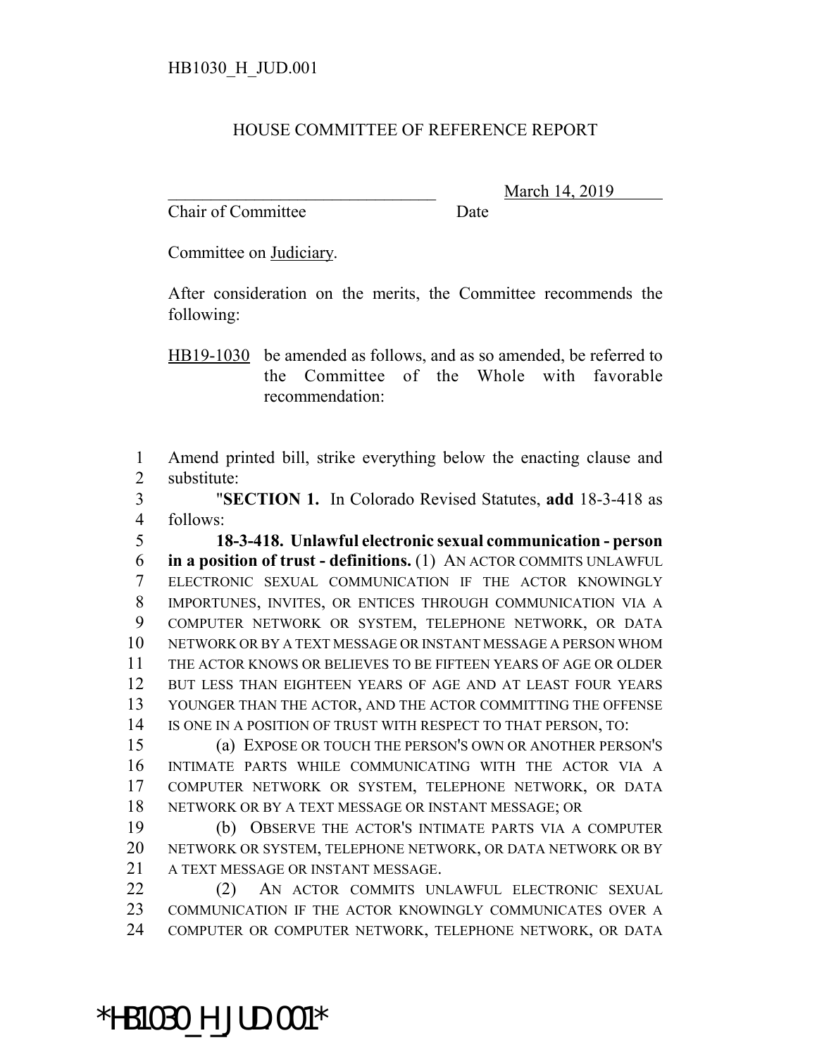HB1030_H_JUD.001

HOUSE COMMITTEE OF REFERENCE REPORT

_______________________________ March 14, 2019
Chair of Committee Date

Committee on Judiciary.

After consideration on the merits, the Committee recommends the following:

HB19-1030 be amended as follows, and as so amended, be referred to the Committee of the Whole with favorable recommendation:

1 Amend printed bill, strike everything below the enacting clause and
2 substitute:
3 "**SECTION 1.** In Colorado Revised Statutes, **add** 18-3-418 as
4 follows:
5 **18-3-418. Unlawful electronic sexual communication - person**
6 **in a position of trust - definitions.** (1) AN ACTOR COMMITS UNLAWFUL
7 ELECTRONIC SEXUAL COMMUNICATION IF THE ACTOR KNOWINGLY
8 IMPORTUNES, INVITES, OR ENTICES THROUGH COMMUNICATION VIA A
9 COMPUTER NETWORK OR SYSTEM, TELEPHONE NETWORK, OR DATA
10 NETWORK OR BY A TEXT MESSAGE OR INSTANT MESSAGE A PERSON WHOM
11 THE ACTOR KNOWS OR BELIEVES TO BE FIFTEEN YEARS OF AGE OR OLDER
12 BUT LESS THAN EIGHTEEN YEARS OF AGE AND AT LEAST FOUR YEARS
13 YOUNGER THAN THE ACTOR, AND THE ACTOR COMMITTING THE OFFENSE
14 IS ONE IN A POSITION OF TRUST WITH RESPECT TO THAT PERSON, TO:
15 (a) EXPOSE OR TOUCH THE PERSON'S OWN OR ANOTHER PERSON'S
16 INTIMATE PARTS WHILE COMMUNICATING WITH THE ACTOR VIA A
17 COMPUTER NETWORK OR SYSTEM, TELEPHONE NETWORK, OR DATA
18 NETWORK OR BY A TEXT MESSAGE OR INSTANT MESSAGE; OR
19 (b) OBSERVE THE ACTOR'S INTIMATE PARTS VIA A COMPUTER
20 NETWORK OR SYSTEM, TELEPHONE NETWORK, OR DATA NETWORK OR BY
21 A TEXT MESSAGE OR INSTANT MESSAGE.
22 (2) AN ACTOR COMMITS UNLAWFUL ELECTRONIC SEXUAL
23 COMMUNICATION IF THE ACTOR KNOWINGLY COMMUNICATES OVER A
24 COMPUTER OR COMPUTER NETWORK, TELEPHONE NETWORK, OR DATA

*HB1030_H_JUD.001*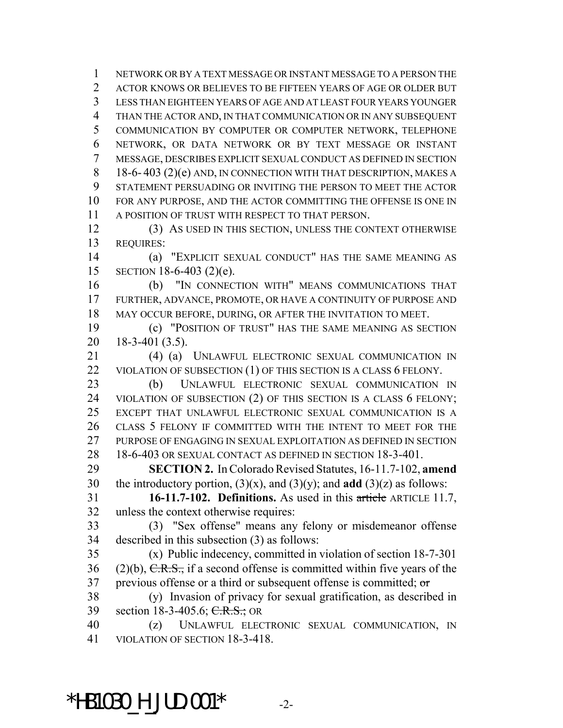NETWORK OR BY A TEXT MESSAGE OR INSTANT MESSAGE TO A PERSON THE ACTOR KNOWS OR BELIEVES TO BE FIFTEEN YEARS OF AGE OR OLDER BUT LESS THAN EIGHTEEN YEARS OF AGE AND AT LEAST FOUR YEARS YOUNGER THAN THE ACTOR AND, IN THAT COMMUNICATION OR IN ANY SUBSEQUENT COMMUNICATION BY COMPUTER OR COMPUTER NETWORK, TELEPHONE NETWORK, OR DATA NETWORK OR BY TEXT MESSAGE OR INSTANT MESSAGE, DESCRIBES EXPLICIT SEXUAL CONDUCT AS DEFINED IN SECTION 18-6- 403 (2)(e) AND, IN CONNECTION WITH THAT DESCRIPTION, MAKES A STATEMENT PERSUADING OR INVITING THE PERSON TO MEET THE ACTOR FOR ANY PURPOSE, AND THE ACTOR COMMITTING THE OFFENSE IS ONE IN A POSITION OF TRUST WITH RESPECT TO THAT PERSON.

(3) AS USED IN THIS SECTION, UNLESS THE CONTEXT OTHERWISE REQUIRES:

(a) "EXPLICIT SEXUAL CONDUCT" HAS THE SAME MEANING AS SECTION 18-6-403 (2)(e).

(b) "IN CONNECTION WITH" MEANS COMMUNICATIONS THAT FURTHER, ADVANCE, PROMOTE, OR HAVE A CONTINUITY OF PURPOSE AND MAY OCCUR BEFORE, DURING, OR AFTER THE INVITATION TO MEET.

(c) "POSITION OF TRUST" HAS THE SAME MEANING AS SECTION 18-3-401 (3.5).

(4) (a) UNLAWFUL ELECTRONIC SEXUAL COMMUNICATION IN VIOLATION OF SUBSECTION (1) OF THIS SECTION IS A CLASS 6 FELONY.

(b) UNLAWFUL ELECTRONIC SEXUAL COMMUNICATION IN VIOLATION OF SUBSECTION (2) OF THIS SECTION IS A CLASS 6 FELONY; EXCEPT THAT UNLAWFUL ELECTRONIC SEXUAL COMMUNICATION IS A CLASS 5 FELONY IF COMMITTED WITH THE INTENT TO MEET FOR THE PURPOSE OF ENGAGING IN SEXUAL EXPLOITATION AS DEFINED IN SECTION 18-6-403 OR SEXUAL CONTACT AS DEFINED IN SECTION 18-3-401.

**SECTION 2.** In Colorado Revised Statutes, 16-11.7-102, **amend** the introductory portion, (3)(x), and (3)(y); and **add** (3)(z) as follows:

**16-11.7-102. Definitions.** As used in this ~~article~~ ARTICLE 11.7, unless the context otherwise requires:

(3) "Sex offense" means any felony or misdemeanor offense described in this subsection (3) as follows:

(x) Public indecency, committed in violation of section 18-7-301 (2)(b), ~~C.R.S.,~~ if a second offense is committed within five years of the previous offense or a third or subsequent offense is committed; ~~or~~

(y) Invasion of privacy for sexual gratification, as described in section 18-3-405.6; ~~C.R.S.;~~ OR

(z) UNLAWFUL ELECTRONIC SEXUAL COMMUNICATION, IN VIOLATION OF SECTION 18-3-418.

*HB1030_H_JUD.001*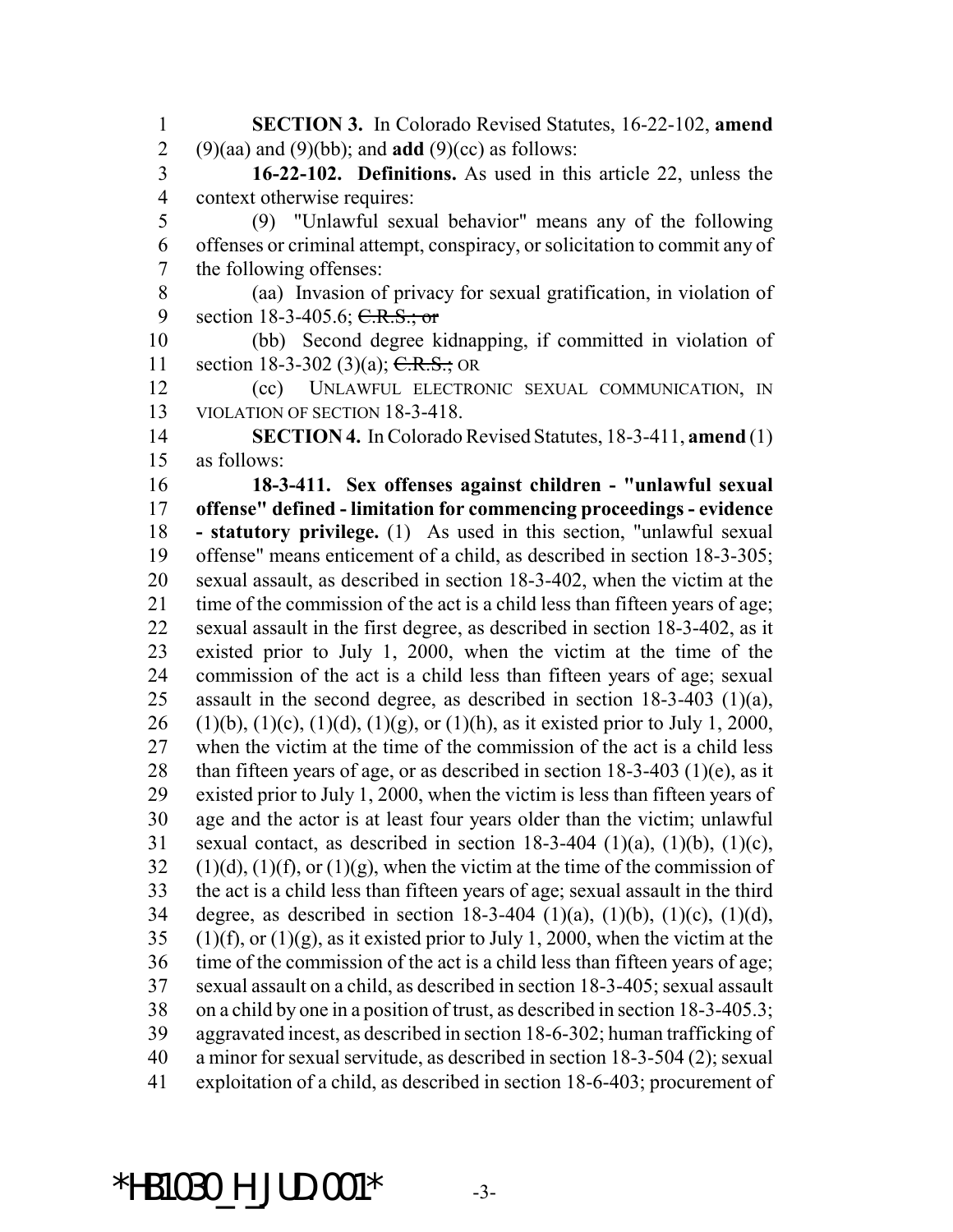**SECTION 3.** In Colorado Revised Statutes, 16-22-102, **amend** (9)(aa) and (9)(bb); and **add** (9)(cc) as follows:

**16-22-102. Definitions.** As used in this article 22, unless the context otherwise requires:

(9) "Unlawful sexual behavior" means any of the following offenses or criminal attempt, conspiracy, or solicitation to commit any of the following offenses:

(aa) Invasion of privacy for sexual gratification, in violation of section 18-3-405.6; ~~C.R.S.; or~~

(bb) Second degree kidnapping, if committed in violation of section 18-3-302 (3)(a); ~~C.R.S.;~~ OR

(cc) UNLAWFUL ELECTRONIC SEXUAL COMMUNICATION, IN VIOLATION OF SECTION 18-3-418.

**SECTION 4.** In Colorado Revised Statutes, 18-3-411, **amend** (1) as follows:

**18-3-411. Sex offenses against children - "unlawful sexual offense" defined - limitation for commencing proceedings - evidence - statutory privilege.** (1) As used in this section, "unlawful sexual offense" means enticement of a child, as described in section 18-3-305; sexual assault, as described in section 18-3-402, when the victim at the time of the commission of the act is a child less than fifteen years of age; sexual assault in the first degree, as described in section 18-3-402, as it existed prior to July 1, 2000, when the victim at the time of the commission of the act is a child less than fifteen years of age; sexual assault in the second degree, as described in section 18-3-403 (1)(a), (1)(b), (1)(c), (1)(d), (1)(g), or (1)(h), as it existed prior to July 1, 2000, when the victim at the time of the commission of the act is a child less than fifteen years of age, or as described in section 18-3-403 (1)(e), as it existed prior to July 1, 2000, when the victim is less than fifteen years of age and the actor is at least four years older than the victim; unlawful sexual contact, as described in section 18-3-404 (1)(a), (1)(b), (1)(c), (1)(d), (1)(f), or (1)(g), when the victim at the time of the commission of the act is a child less than fifteen years of age; sexual assault in the third degree, as described in section 18-3-404 (1)(a), (1)(b), (1)(c), (1)(d), (1)(f), or (1)(g), as it existed prior to July 1, 2000, when the victim at the time of the commission of the act is a child less than fifteen years of age; sexual assault on a child, as described in section 18-3-405; sexual assault on a child by one in a position of trust, as described in section 18-3-405.3; aggravated incest, as described in section 18-6-302; human trafficking of a minor for sexual servitude, as described in section 18-3-504 (2); sexual exploitation of a child, as described in section 18-6-403; procurement of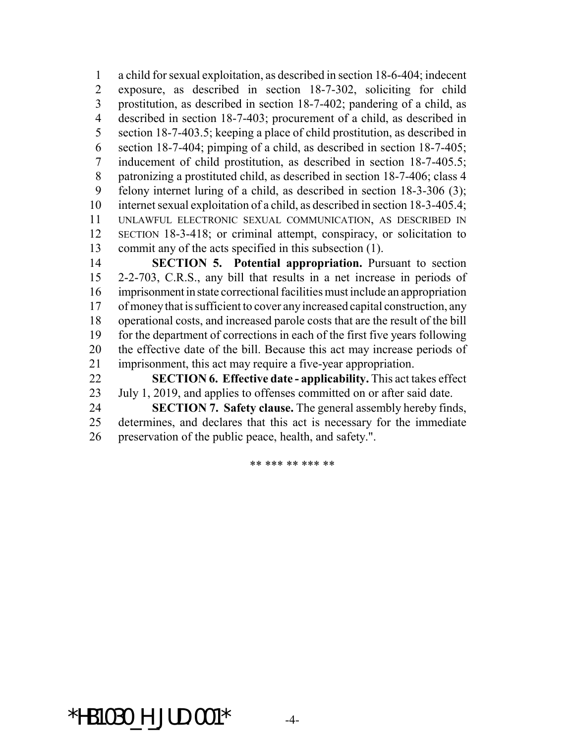a child for sexual exploitation, as described in section 18-6-404; indecent exposure, as described in section 18-7-302, soliciting for child prostitution, as described in section 18-7-402; pandering of a child, as described in section 18-7-403; procurement of a child, as described in section 18-7-403.5; keeping a place of child prostitution, as described in section 18-7-404; pimping of a child, as described in section 18-7-405; inducement of child prostitution, as described in section 18-7-405.5; patronizing a prostituted child, as described in section 18-7-406; class 4 felony internet luring of a child, as described in section 18-3-306 (3); internet sexual exploitation of a child, as described in section 18-3-405.4; UNLAWFUL ELECTRONIC SEXUAL COMMUNICATION, AS DESCRIBED IN SECTION 18-3-418; or criminal attempt, conspiracy, or solicitation to commit any of the acts specified in this subsection (1).

**SECTION 5. Potential appropriation.** Pursuant to section 2-2-703, C.R.S., any bill that results in a net increase in periods of imprisonment in state correctional facilities must include an appropriation of money that is sufficient to cover any increased capital construction, any operational costs, and increased parole costs that are the result of the bill for the department of corrections in each of the first five years following the effective date of the bill. Because this act may increase periods of imprisonment, this act may require a five-year appropriation.

**SECTION 6. Effective date - applicability.** This act takes effect July 1, 2019, and applies to offenses committed on or after said date.

**SECTION 7. Safety clause.** The general assembly hereby finds, determines, and declares that this act is necessary for the immediate preservation of the public peace, health, and safety.".

** *** ** *** **

*HB1030_H_JUD.001*